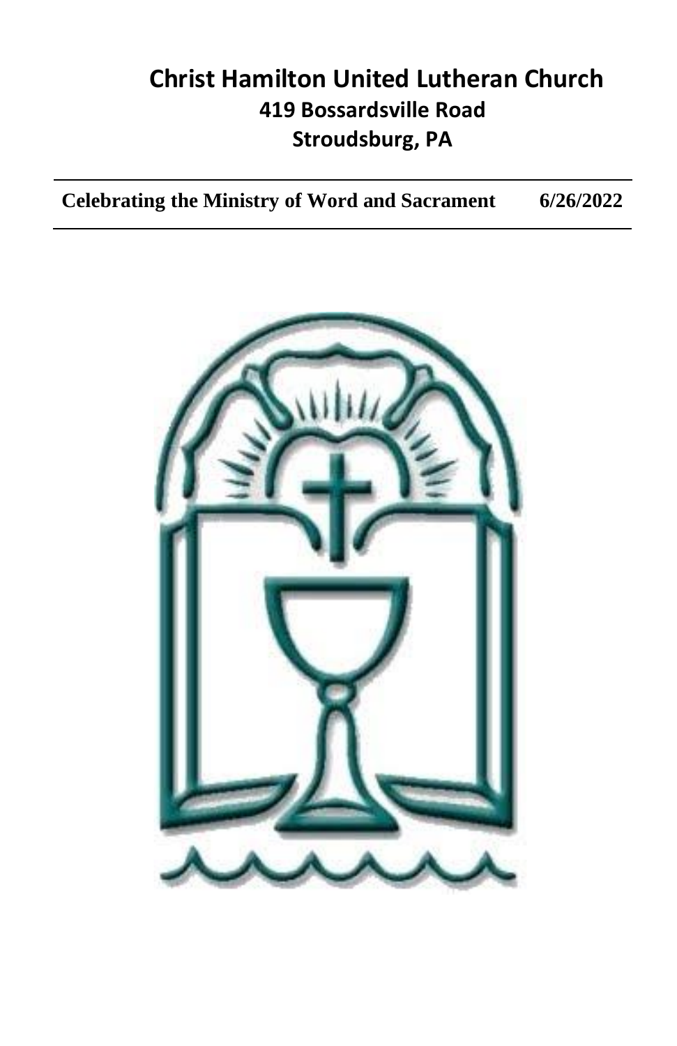# Christ Hamilton United Lutheran Church

## 419 Bossardsville Road

## Stroudsburg, PA

**Celebrating the Ministry of Word and Sacrament 6/26/2022**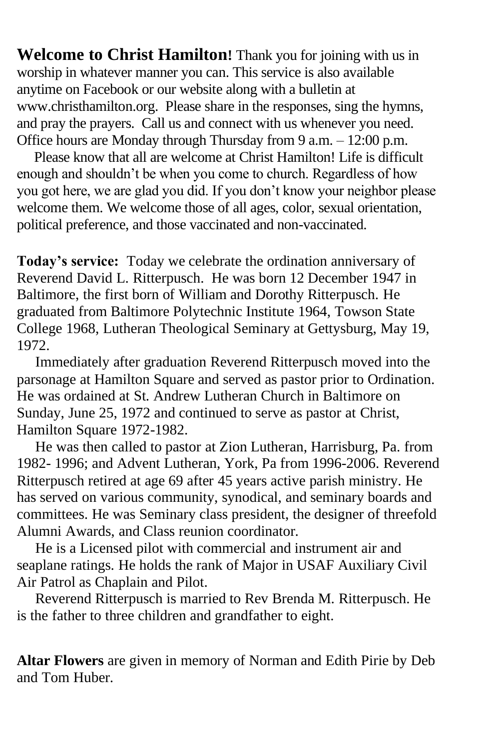**Welcome to Christ Hamilton!** Thank you for joining with us in worship in whatever manner you can. This service is also available anytime on Facebook or our website along with a bulletin at www.christhamilton.org. Please share in the responses, sing the hymns, and pray the prayers. Call us and connect with us whenever you need. Office hours are Monday through Thursday from 9 a.m. – 12:00 p.m.

Please know that all are welcome at Christ Hamilton! Life is difficult enough and shouldn't be when you come to church. Regardless of how you got here, we are glad you did. If you don't know your neighbor please welcome them. We welcome those of all ages, color, sexual orientation, political preference, and those vaccinated and non-vaccinated.

**Today's service:** Today we celebrate the ordination anniversary of Reverend David L. Ritterpusch. He was born 12 December 1947 in Baltimore, the first born of William and Dorothy Ritterpusch. He graduated from Baltimore Polytechnic Institute 1964, Towson State College 1968, Lutheran Theological Seminary at Gettysburg, May 19, 1972.

Immediately after graduation Reverend Ritterpusch moved into the parsonage at Hamilton Square and served as pastor prior to Ordination. He was ordained at St. Andrew Lutheran Church in Baltimore on Sunday, June 25, 1972 and continued to serve as pastor at Christ, Hamilton Square 1972-1982.

He was then called to pastor at Zion Lutheran, Harrisburg, Pa. from 1982- 1996; and Advent Lutheran, York, Pa from 1996-2006. Reverend Ritterpusch retired at age 69 after 45 years active parish ministry. He has served on various community, synodical, and seminary boards and committees. He was Seminary class president, the designer of threefold Alumni Awards, and Class reunion coordinator.

He is a Licensed pilot with commercial and instrument air and seaplane ratings. He holds the rank of Major in USAF Auxiliary Civil Air Patrol as Chaplain and Pilot.

Reverend Ritterpusch is married to Rev Brenda M. Ritterpusch. He is the father to three children and grandfather to eight.

**Altar Flowers** are given in memory of Norman and Edith Pirie by Deb and Tom Huber.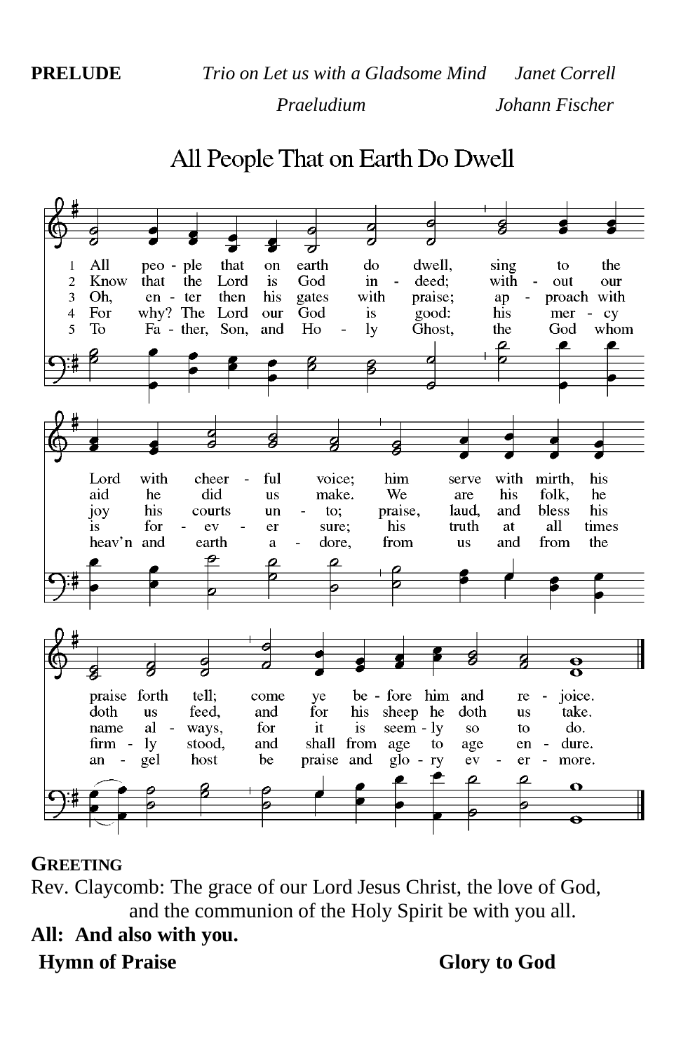**PRELUDE** *Trio on Let us with a Gladsome Mind* *Janet Correll*

*Praeludium* *Johann Fischer*

## All People That on Earth Do Dwell

1. All people that on earth do dwell, sing to the Lord with cheerful voice; him serve with mirth, his praise forth tell; come ye before him and rejoice.
2. Know that the Lord is God indeed; without our aid he did us make. We are his folk, he doth us feed, and for his sheep he doth us take.
3. Oh, enter then his gates with praise; approach with joy his courts unto; praise, laud, and bless his name always, for it is seemly so to do.
4. For why? The Lord our God is good: his mercy is for ever sure; his truth at all times firmly stood, and shall from age to age endure.
5. To Father, Son, and Holy Ghost, the God whom heav'n and earth adore, from us and from the angel host be praise and glory evermore.

**GREETING**

Rev. Claycomb: The grace of our Lord Jesus Christ, the love of God, and the communion of the Holy Spirit be with you all.

**All: And also with you.**

**Hymn of Praise** **Glory to God**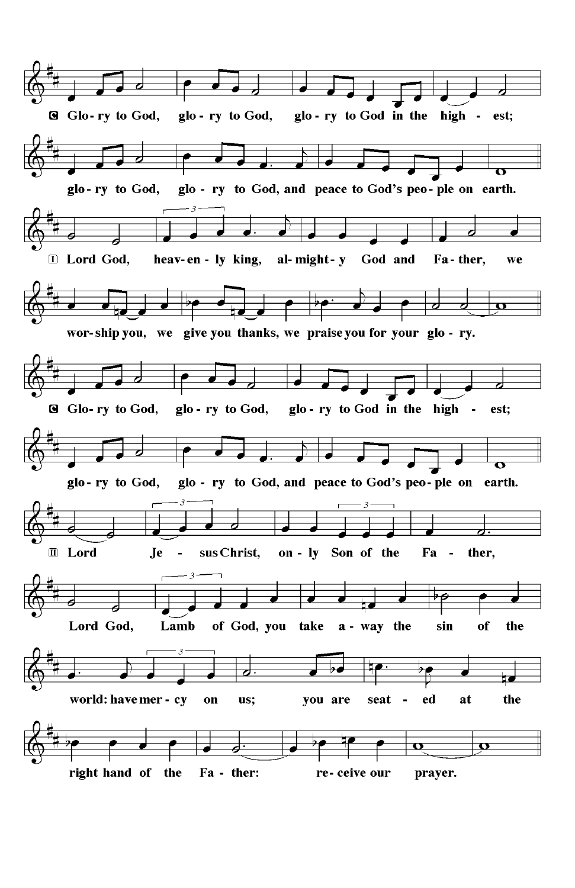C Glo-ry to God, glo-ry to God, glo-ry to God in the high-est;

glo-ry to God, glo-ry to God, and peace to God's peo-ple on earth.

I Lord God, heav-en-ly king, al-might-y God and Fa-ther, we

wor-ship you, we give you thanks, we praise you for your glo-ry.

C Glo-ry to God, glo-ry to God, glo-ry to God in the high-est;

glo-ry to God, glo-ry to God, and peace to God's peo-ple on earth.

II Lord Je-sus Christ, on-ly Son of the Fa-ther,

Lord God, Lamb of God, you take a-way the sin of the

world: have mer-cy on us; you are seat-ed at the

right hand of the Fa-ther: re-ceive our prayer.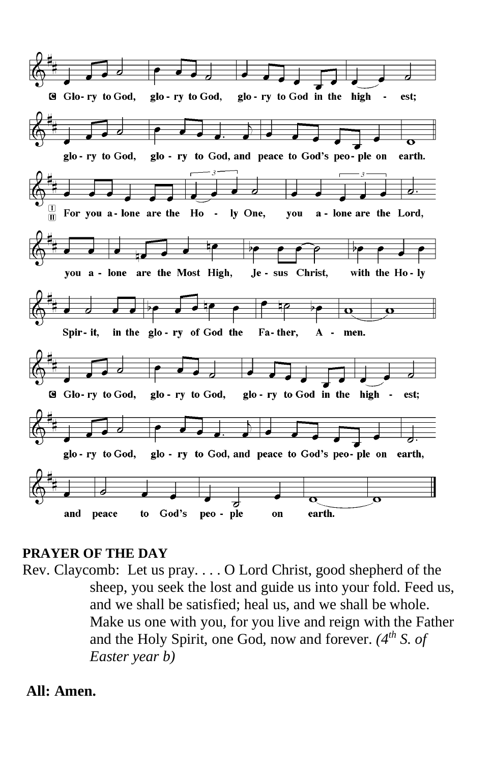C Glo- ry to God, glo - ry to God, glo - ry to God in the high - est;

glo - ry to God, glo - ry to God, and peace to God's peo- ple on earth.

I/II For you a - lone are the Ho - ly One, you a - lone are the Lord,

you a - lone are the Most High, Je - sus Christ, with the Ho - ly

Spir - it, in the glo - ry of God the Fa - ther, A - men.

C Glo- ry to God, glo - ry to God, glo - ry to God in the high - est;

glo - ry to God, glo - ry to God, and peace to God's peo- ple on earth,

and peace to God's peo - ple on earth.

**PRAYER OF THE DAY**

Rev. Claycomb: Let us pray. . . . O Lord Christ, good shepherd of the sheep, you seek the lost and guide us into your fold. Feed us, and we shall be satisfied; heal us, and we shall be whole. Make us one with you, for you live and reign with the Father and the Holy Spirit, one God, now and forever. *(4th S. of Easter year b)*

**All: Amen.**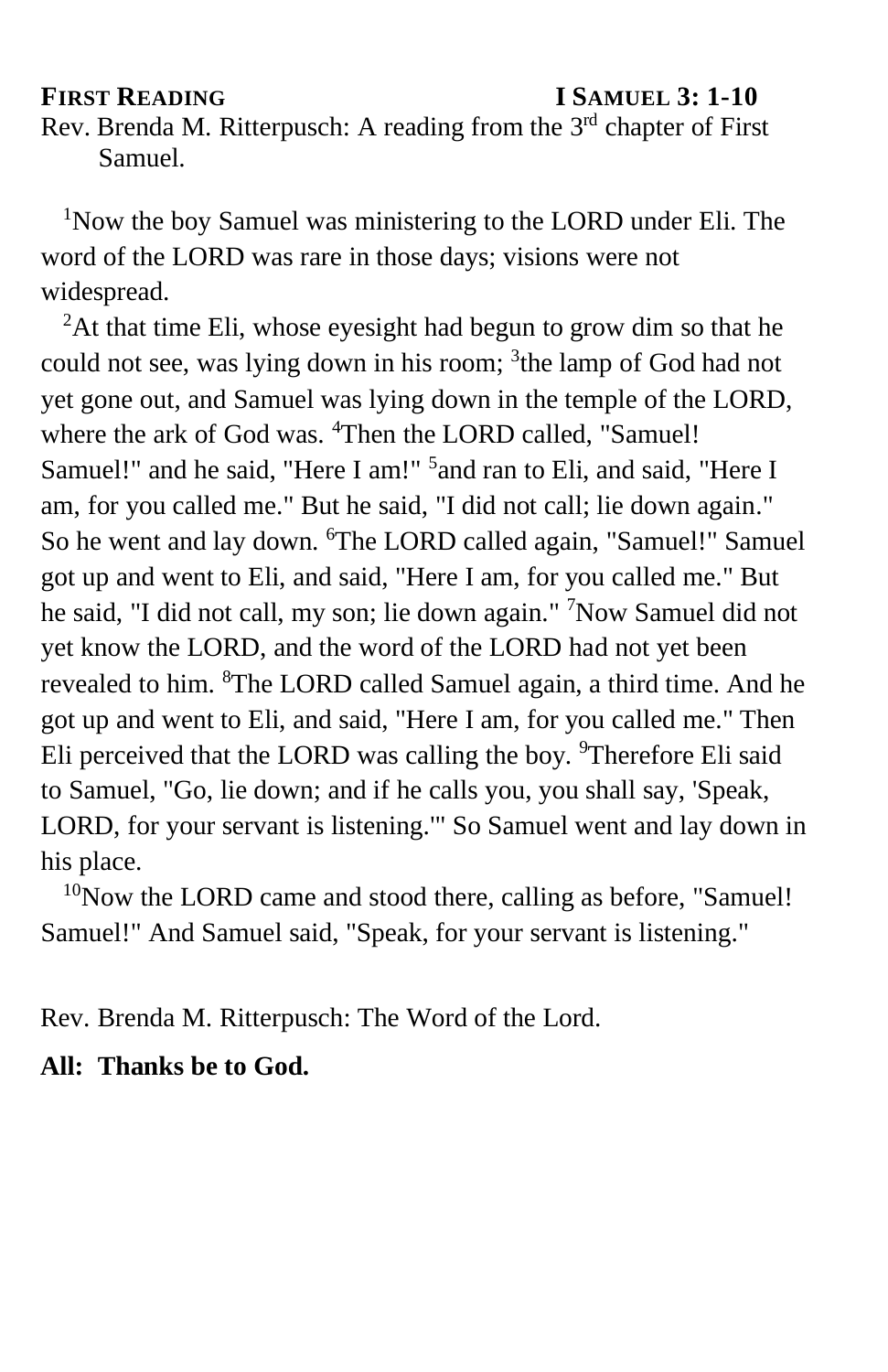**FIRST READING** **I SAMUEL 3: 1-10**

Rev. Brenda M. Ritterpusch: A reading from the 3rd chapter of First Samuel.

[1]Now the boy Samuel was ministering to the LORD under Eli. The word of the LORD was rare in those days; visions were not widespread.

[2]At that time Eli, whose eyesight had begun to grow dim so that he could not see, was lying down in his room; [3]the lamp of God had not yet gone out, and Samuel was lying down in the temple of the LORD, where the ark of God was. [4]Then the LORD called, "Samuel! Samuel!" and he said, "Here I am!" [5]and ran to Eli, and said, "Here I am, for you called me." But he said, "I did not call; lie down again." So he went and lay down. [6]The LORD called again, "Samuel!" Samuel got up and went to Eli, and said, "Here I am, for you called me." But he said, "I did not call, my son; lie down again." [7]Now Samuel did not yet know the LORD, and the word of the LORD had not yet been revealed to him. [8]The LORD called Samuel again, a third time. And he got up and went to Eli, and said, "Here I am, for you called me." Then Eli perceived that the LORD was calling the boy. [9]Therefore Eli said to Samuel, "Go, lie down; and if he calls you, you shall say, 'Speak, LORD, for your servant is listening.'" So Samuel went and lay down in his place.

[10]Now the LORD came and stood there, calling as before, "Samuel! Samuel!" And Samuel said, "Speak, for your servant is listening."

Rev. Brenda M. Ritterpusch: The Word of the Lord.

**All: Thanks be to God.**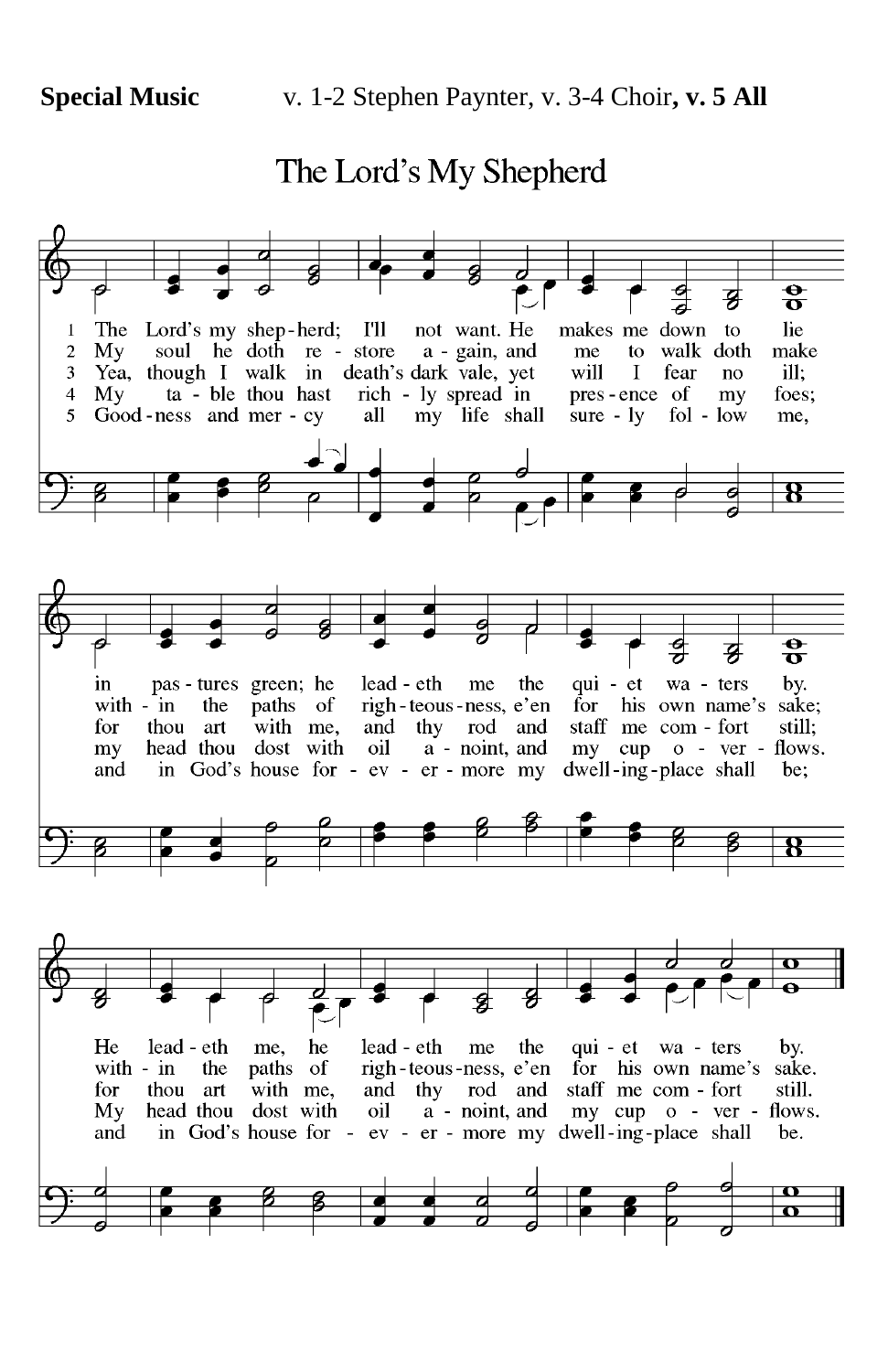**Special Music** v. 1-2 Stephen Paynter, v. 3-4 Choir**, v. 5 All**

## The Lord's My Shepherd

1. The Lord's my shep-herd; I'll not want. He makes me down to lie in pas-tures green; he lead-eth me the qui-et wa-ters by. He lead-eth me, he lead-eth me the qui-et wa-ters by.

2. My soul he doth re-store a-gain, and me to walk doth make with-in the paths of righ-teous-ness, e'en for his own name's sake; with-in the paths of righ-teous-ness, e'en for his own name's sake.

3. Yea, though I walk in death's dark vale, yet will I fear no ill; for thou art with me, and thy rod and staff me com-fort still; for thou art with me, and thy rod and staff me com-fort still.

4. My ta-ble thou hast rich-ly spread in pres-ence of my foes; my head thou dost with oil a-noint, and my cup o-ver-flows. My head thou dost with oil a-noint, and my cup o-ver-flows.

5. Good-ness and mer-cy all my life shall sure-ly fol-low me, and in God's house for-ev-er-more my dwell-ing-place shall be; and in God's house for-ev-er-more my dwell-ing-place shall be.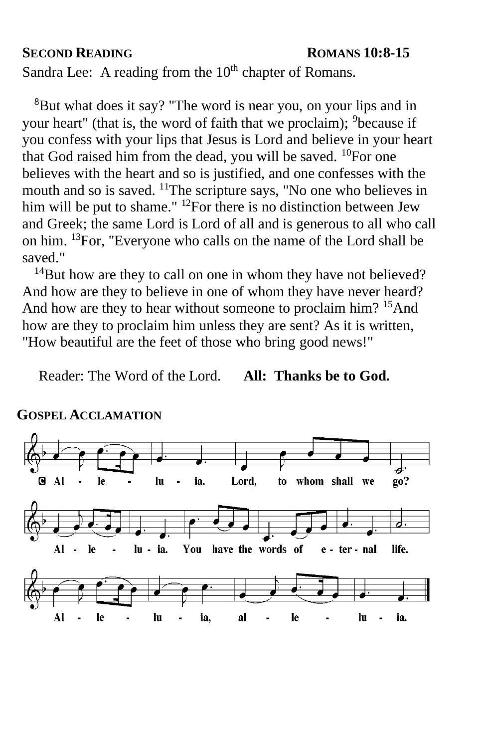**SECOND READING** **ROMANS 10:8-15**

Sandra Lee: A reading from the 10th chapter of Romans.

[8]But what does it say? "The word is near you, on your lips and in your heart" (that is, the word of faith that we proclaim); [9]because if you confess with your lips that Jesus is Lord and believe in your heart that God raised him from the dead, you will be saved. [10]For one believes with the heart and so is justified, and one confesses with the mouth and so is saved. [11]The scripture says, "No one who believes in him will be put to shame." [12]For there is no distinction between Jew and Greek; the same Lord is Lord of all and is generous to all who call on him. [13]For, "Everyone who calls on the name of the Lord shall be saved."

[14]But how are they to call on one in whom they have not believed? And how are they to believe in one of whom they have never heard? And how are they to hear without someone to proclaim him? [15]And how are they to proclaim him unless they are sent? As it is written, "How beautiful are the feet of those who bring good news!"

Reader: The Word of the Lord. **All: Thanks be to God.**

**GOSPEL ACCLAMATION**

C Al - le - lu - ia. Lord, to whom shall we go?

Al - le - lu - ia. You have the words of e - ter - nal life.

Al - le - lu - ia, al - le - lu - ia.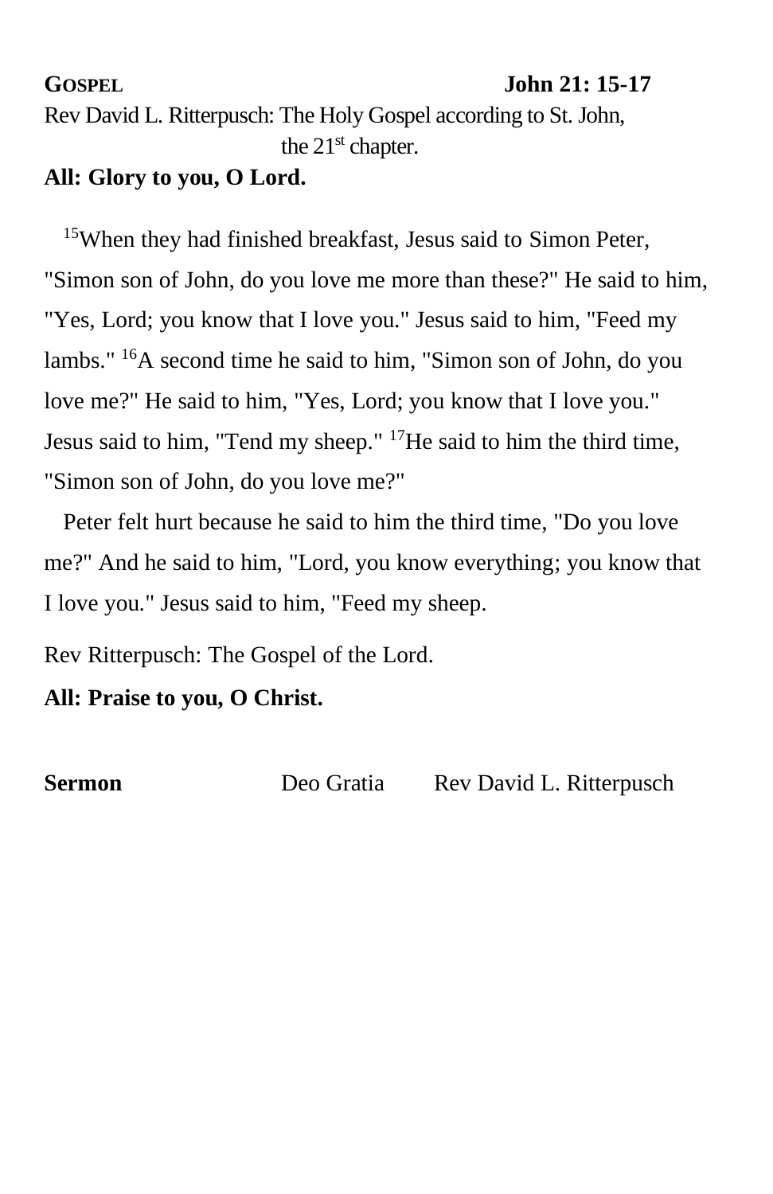**GOSPEL** **John 21: 15-17**

Rev David L. Ritterpusch: The Holy Gospel according to St. John, the 21st chapter.

**All: Glory to you, O Lord.**

[15]When they had finished breakfast, Jesus said to Simon Peter, "Simon son of John, do you love me more than these?" He said to him, "Yes, Lord; you know that I love you." Jesus said to him, "Feed my lambs." [16]A second time he said to him, "Simon son of John, do you love me?" He said to him, "Yes, Lord; you know that I love you." Jesus said to him, "Tend my sheep." [17]He said to him the third time, "Simon son of John, do you love me?"

Peter felt hurt because he said to him the third time, "Do you love me?" And he said to him, "Lord, you know everything; you know that I love you." Jesus said to him, "Feed my sheep.

Rev Ritterpusch: The Gospel of the Lord.

**All: Praise to you, O Christ.**

**Sermon** Deo Gratia Rev David L. Ritterpusch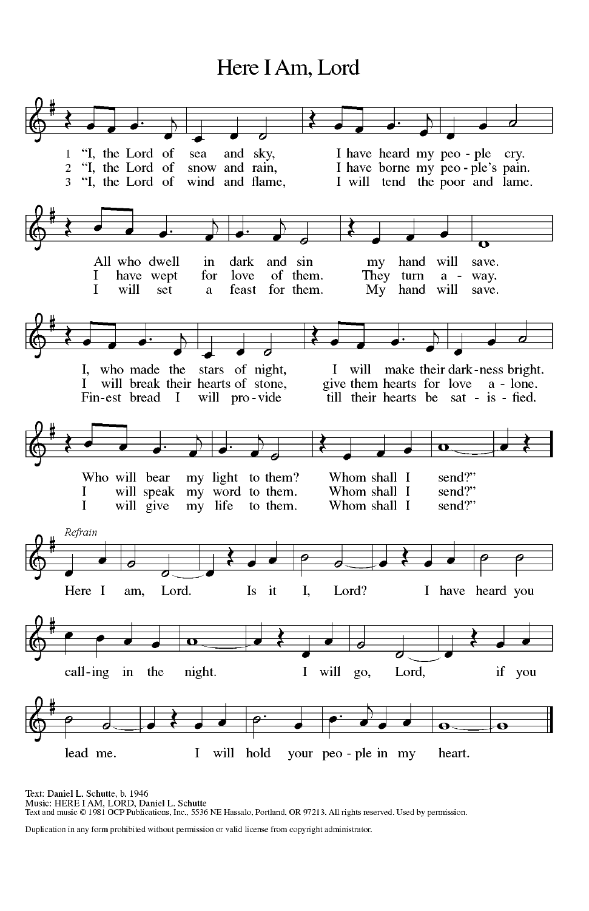# Here I Am, Lord

1 "I, the Lord of sea and sky, I have heard my people cry.
All who dwell in dark and sin my hand will save.
I, who made the stars of night, I will make their darkness bright.
Who will bear my light to them? Whom shall I send?"

2 "I, the Lord of snow and rain, I have borne my people's pain.
I have wept for love of them. They turn away.
I will break their hearts of stone, give them hearts for love alone.
I will speak my word to them. Whom shall I send?"

3 "I, the Lord of wind and flame, I will tend the poor and lame.
I will set a feast for them. My hand will save.
Finest bread I will provide till their hearts be satisfied.
I will give my life to them. Whom shall I send?"

*Refrain*

Here I am, Lord. Is it I, Lord? I have heard you calling in the night.
I will go, Lord, if you lead me. I will hold your people in my heart.

Text: Daniel L. Schutte, b. 1946
Music: HERE I AM, LORD, Daniel L. Schutte
Text and music © 1981 OCP Publications, Inc., 5536 NE Hassalo, Portland, OR 97213. All rights reserved. Used by permission.

Duplication in any form prohibited without permission or valid license from copyright administrator.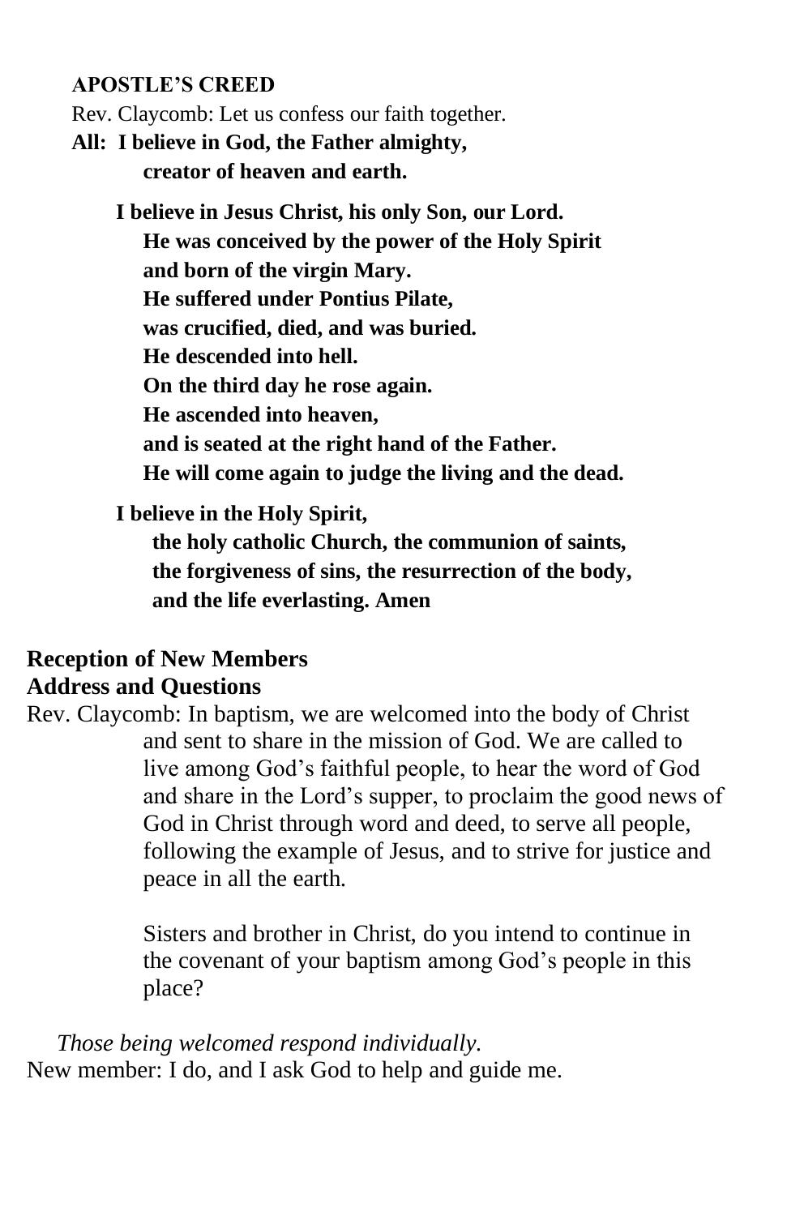**APOSTLE'S CREED**

Rev. Claycomb: Let us confess our faith together.

**All: I believe in God, the Father almighty,**
**creator of heaven and earth.**

**I believe in Jesus Christ, his only Son, our Lord.**
**He was conceived by the power of the Holy Spirit**
**and born of the virgin Mary.**
**He suffered under Pontius Pilate,**
**was crucified, died, and was buried.**
**He descended into hell.**
**On the third day he rose again.**
**He ascended into heaven,**
**and is seated at the right hand of the Father.**
**He will come again to judge the living and the dead.**

**I believe in the Holy Spirit,**
**the holy catholic Church, the communion of saints,**
**the forgiveness of sins, the resurrection of the body,**
**and the life everlasting. Amen**

## Reception of New Members
## Address and Questions

Rev. Claycomb: In baptism, we are welcomed into the body of Christ and sent to share in the mission of God. We are called to live among God's faithful people, to hear the word of God and share in the Lord's supper, to proclaim the good news of God in Christ through word and deed, to serve all people, following the example of Jesus, and to strive for justice and peace in all the earth.

Sisters and brother in Christ, do you intend to continue in the covenant of your baptism among God's people in this place?

*Those being welcomed respond individually.*

New member: I do, and I ask God to help and guide me.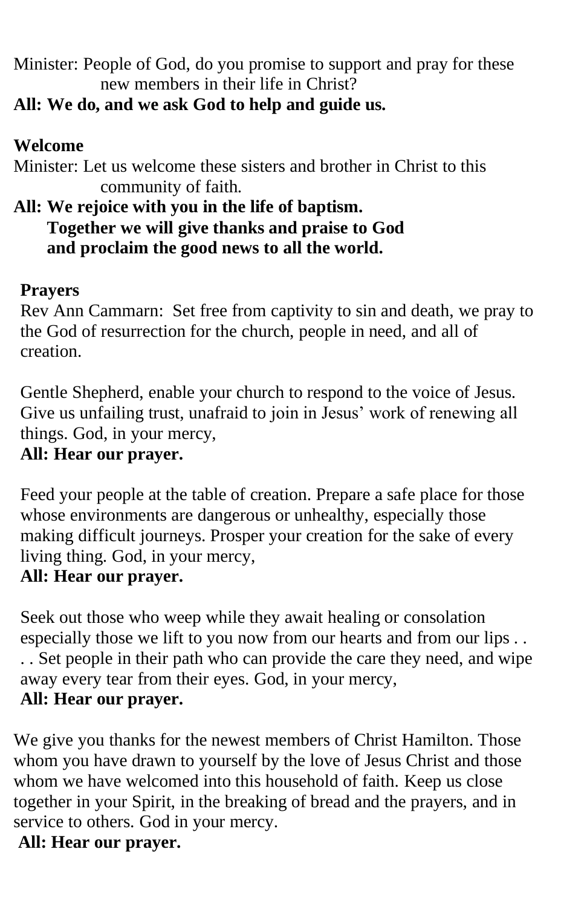Minister: People of God, do you promise to support and pray for these new members in their life in Christ?

**All: We do, and we ask God to help and guide us.**

**Welcome**

Minister: Let us welcome these sisters and brother in Christ to this community of faith.

**All: We rejoice with you in the life of baptism.
Together we will give thanks and praise to God
and proclaim the good news to all the world.**

**Prayers**

Rev Ann Cammarn: Set free from captivity to sin and death, we pray to the God of resurrection for the church, people in need, and all of creation.

Gentle Shepherd, enable your church to respond to the voice of Jesus. Give us unfailing trust, unafraid to join in Jesus' work of renewing all things. God, in your mercy,

**All: Hear our prayer.**

Feed your people at the table of creation. Prepare a safe place for those whose environments are dangerous or unhealthy, especially those making difficult journeys. Prosper your creation for the sake of every living thing. God, in your mercy,

**All: Hear our prayer.**

Seek out those who weep while they await healing or consolation especially those we lift to you now from our hearts and from our lips . . . . Set people in their path who can provide the care they need, and wipe away every tear from their eyes. God, in your mercy,

**All: Hear our prayer.**

We give you thanks for the newest members of Christ Hamilton. Those whom you have drawn to yourself by the love of Jesus Christ and those whom we have welcomed into this household of faith. Keep us close together in your Spirit, in the breaking of bread and the prayers, and in service to others. God in your mercy.

**All: Hear our prayer.**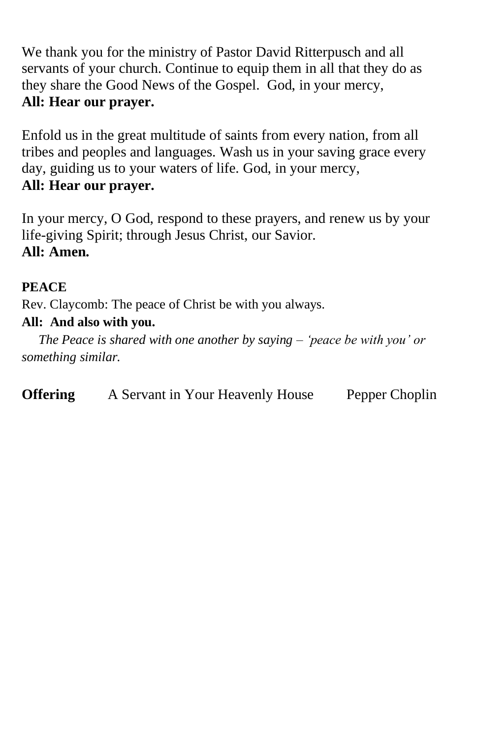We thank you for the ministry of Pastor David Ritterpusch and all servants of your church. Continue to equip them in all that they do as they share the Good News of the Gospel. God, in your mercy,
**All: Hear our prayer.**

Enfold us in the great multitude of saints from every nation, from all tribes and peoples and languages. Wash us in your saving grace every day, guiding us to your waters of life. God, in your mercy,
**All: Hear our prayer.**

In your mercy, O God, respond to these prayers, and renew us by your life-giving Spirit; through Jesus Christ, our Savior.
**All: Amen.**

**PEACE**

Rev. Claycomb: The peace of Christ be with you always.
**All: And also with you.**

*The Peace is shared with one another by saying – 'peace be with you' or something similar.*

**Offering** A Servant in Your Heavenly House Pepper Choplin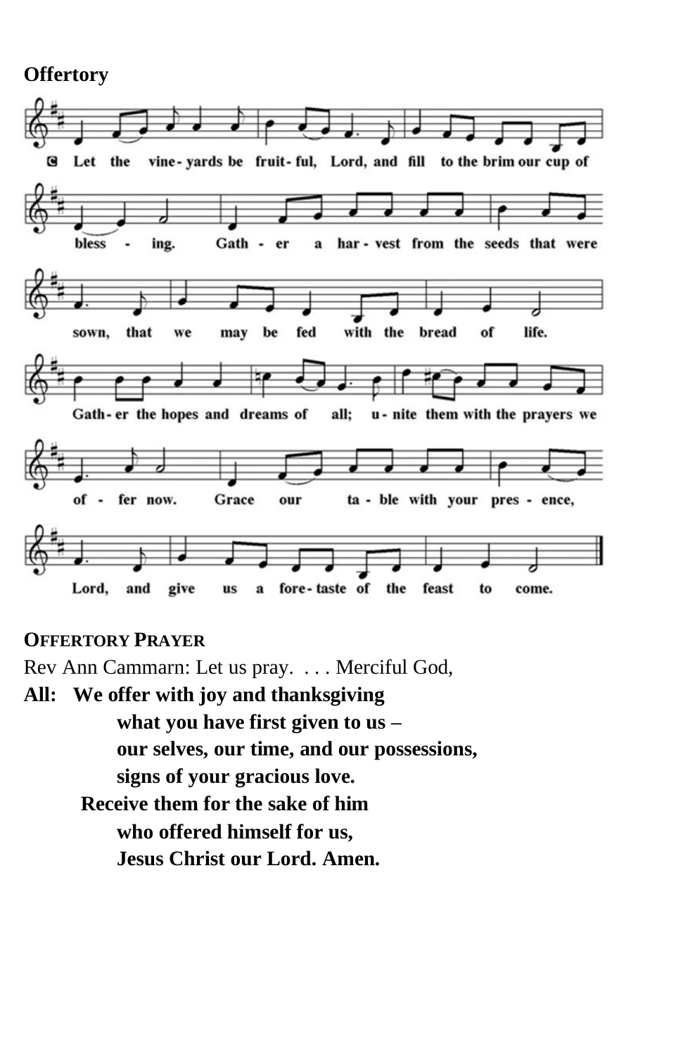**Offertory**

C Let the vine-yards be fruit-ful, Lord, and fill to the brim our cup of bless - ing. Gath - er a har - vest from the seeds that were sown, that we may be fed with the bread of life. Gath-er the hopes and dreams of all; u-nite them with the prayers we of - fer now. Grace our ta - ble with your pres - ence, Lord, and give us a fore-taste of the feast to come.

**OFFERTORY PRAYER**

Rev Ann Cammarn: Let us pray. . . . Merciful God,

**All: We offer with joy and thanksgiving**
**what you have first given to us –**
**our selves, our time, and our possessions,**
**signs of your gracious love.**
**Receive them for the sake of him**
**who offered himself for us,**
**Jesus Christ our Lord. Amen.**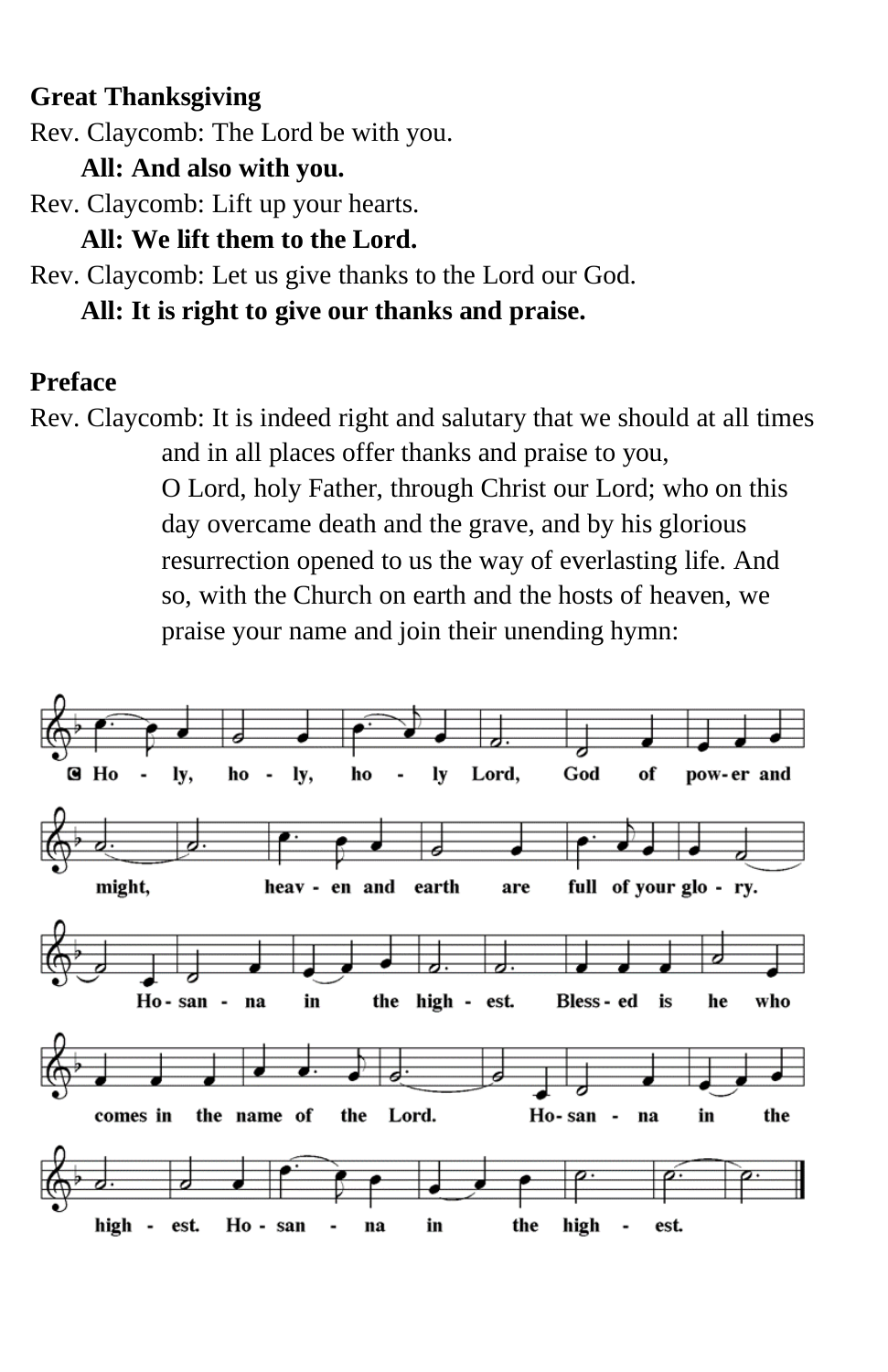**Great Thanksgiving**

Rev. Claycomb: The Lord be with you.

**All: And also with you.**

Rev. Claycomb: Lift up your hearts.

**All: We lift them to the Lord.**

Rev. Claycomb: Let us give thanks to the Lord our God.

**All: It is right to give our thanks and praise.**

**Preface**

Rev. Claycomb: It is indeed right and salutary that we should at all times and in all places offer thanks and praise to you, O Lord, holy Father, through Christ our Lord; who on this day overcame death and the grave, and by his glorious resurrection opened to us the way of everlasting life. And so, with the Church on earth and the hosts of heaven, we praise your name and join their unending hymn:

Holy, holy, holy Lord, God of power and might, heaven and earth are full of your glory. Hosanna in the highest. Blessed is he who comes in the name of the Lord. Hosanna in the highest. Hosanna in the highest.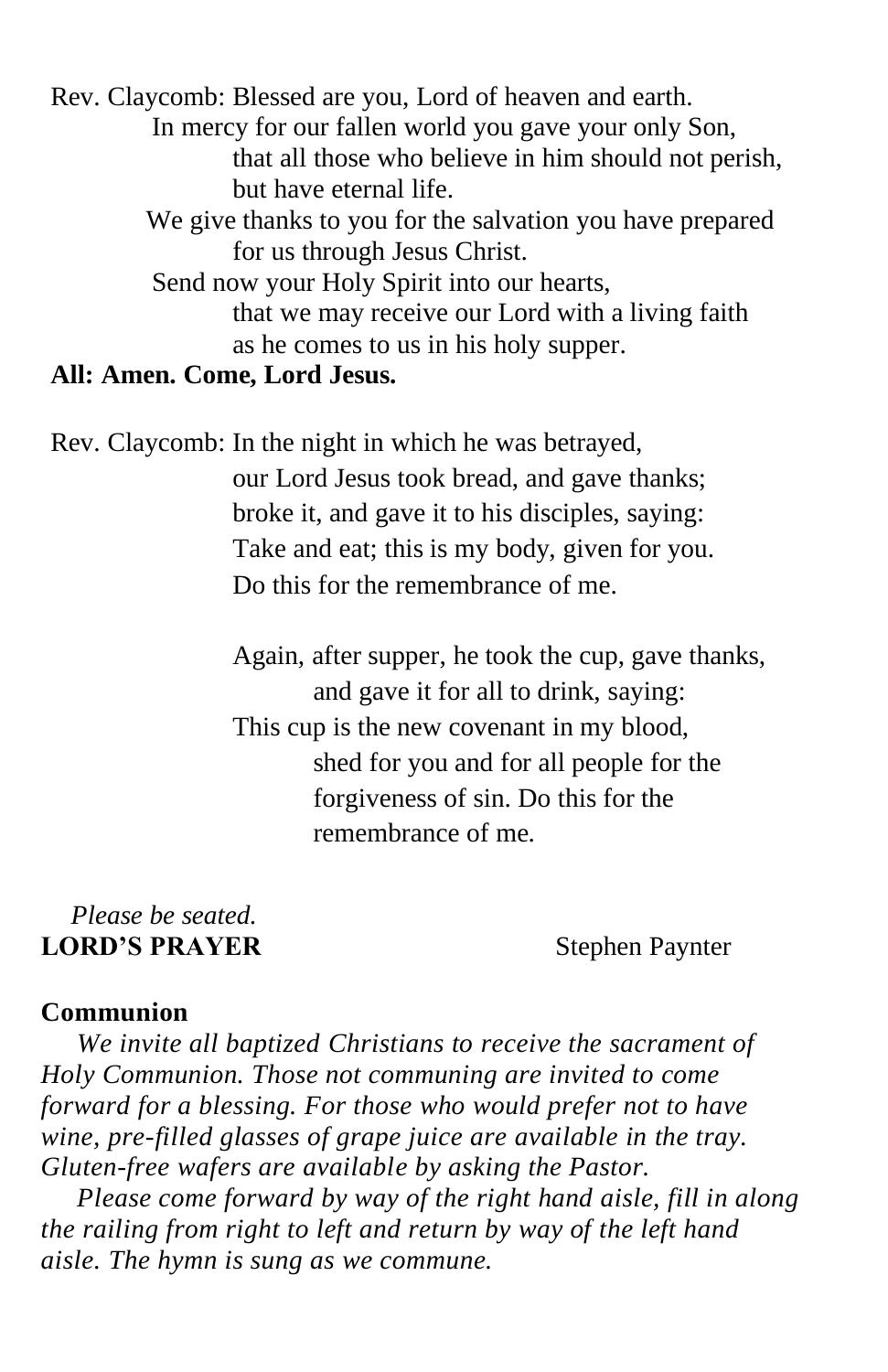Rev. Claycomb: Blessed are you, Lord of heaven and earth.
In mercy for our fallen world you gave your only Son,
that all those who believe in him should not perish,
but have eternal life.
We give thanks to you for the salvation you have prepared
for us through Jesus Christ.
Send now your Holy Spirit into our hearts,
that we may receive our Lord with a living faith
as he comes to us in his holy supper.

**All: Amen. Come, Lord Jesus.**

Rev. Claycomb: In the night in which he was betrayed,
our Lord Jesus took bread, and gave thanks;
broke it, and gave it to his disciples, saying:
Take and eat; this is my body, given for you.
Do this for the remembrance of me.

Again, after supper, he took the cup, gave thanks,
and gave it for all to drink, saying:
This cup is the new covenant in my blood,
shed for you and for all people for the
forgiveness of sin. Do this for the
remembrance of me.

*Please be seated.*

**LORD'S PRAYER** Stephen Paynter

**Communion**

*We invite all baptized Christians to receive the sacrament of Holy Communion. Those not communing are invited to come forward for a blessing. For those who would prefer not to have wine, pre-filled glasses of grape juice are available in the tray. Gluten-free wafers are available by asking the Pastor.*

*Please come forward by way of the right hand aisle, fill in along the railing from right to left and return by way of the left hand aisle. The hymn is sung as we commune.*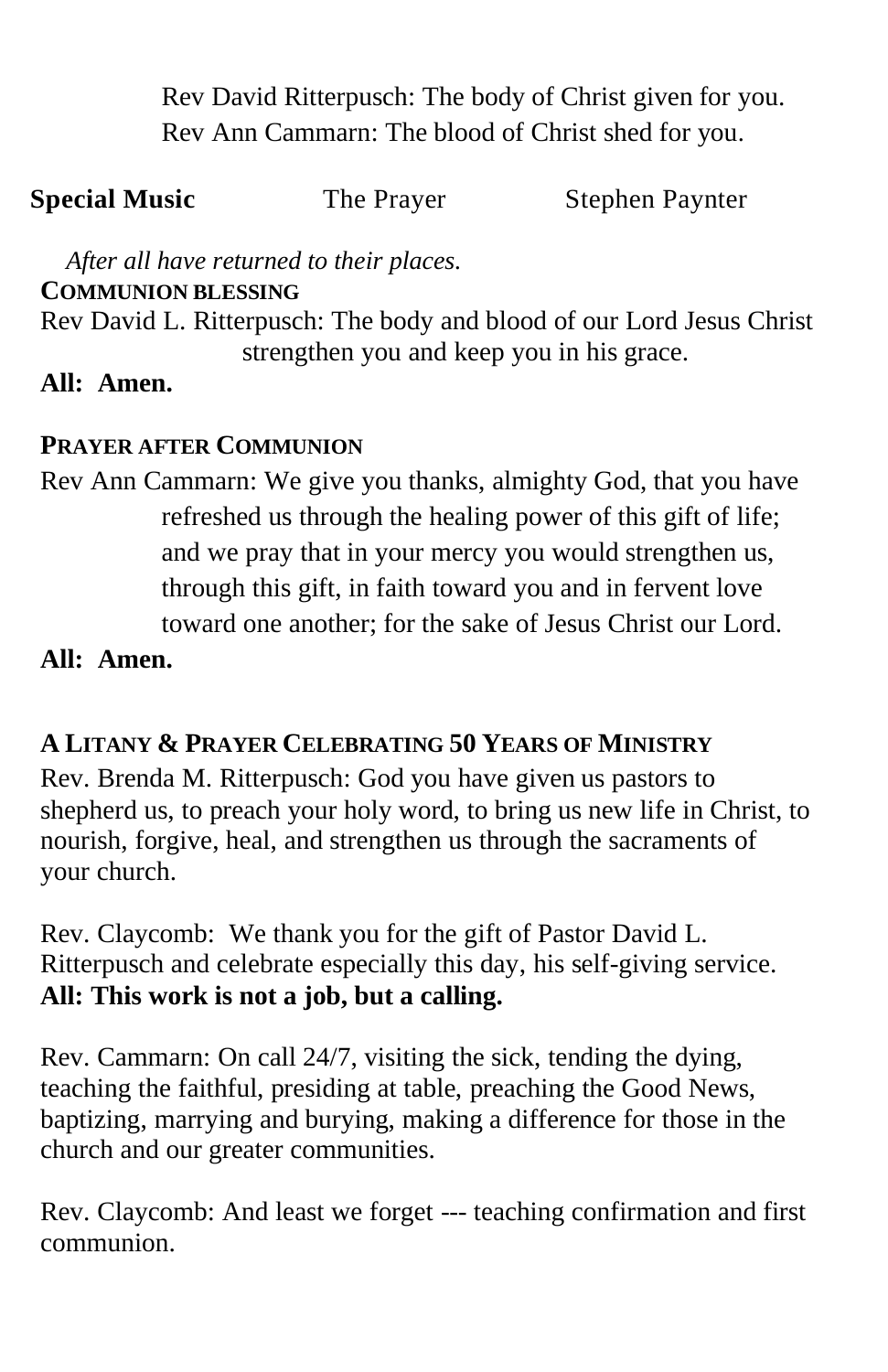Rev David Ritterpusch: The body of Christ given for you.
Rev Ann Cammarn: The blood of Christ shed for you.

**Special Music** The Prayer Stephen Paynter

*After all have returned to their places.*

**COMMUNION BLESSING**

Rev David L. Ritterpusch: The body and blood of our Lord Jesus Christ strengthen you and keep you in his grace.

**All: Amen.**

**PRAYER AFTER COMMUNION**

Rev Ann Cammarn: We give you thanks, almighty God, that you have refreshed us through the healing power of this gift of life; and we pray that in your mercy you would strengthen us, through this gift, in faith toward you and in fervent love toward one another; for the sake of Jesus Christ our Lord.

**All: Amen.**

**A LITANY & PRAYER CELEBRATING 50 YEARS OF MINISTRY**

Rev. Brenda M. Ritterpusch: God you have given us pastors to shepherd us, to preach your holy word, to bring us new life in Christ, to nourish, forgive, heal, and strengthen us through the sacraments of your church.

Rev. Claycomb: We thank you for the gift of Pastor David L. Ritterpusch and celebrate especially this day, his self-giving service.
**All: This work is not a job, but a calling.**

Rev. Cammarn: On call 24/7, visiting the sick, tending the dying, teaching the faithful, presiding at table, preaching the Good News, baptizing, marrying and burying, making a difference for those in the church and our greater communities.

Rev. Claycomb: And least we forget --- teaching confirmation and first communion.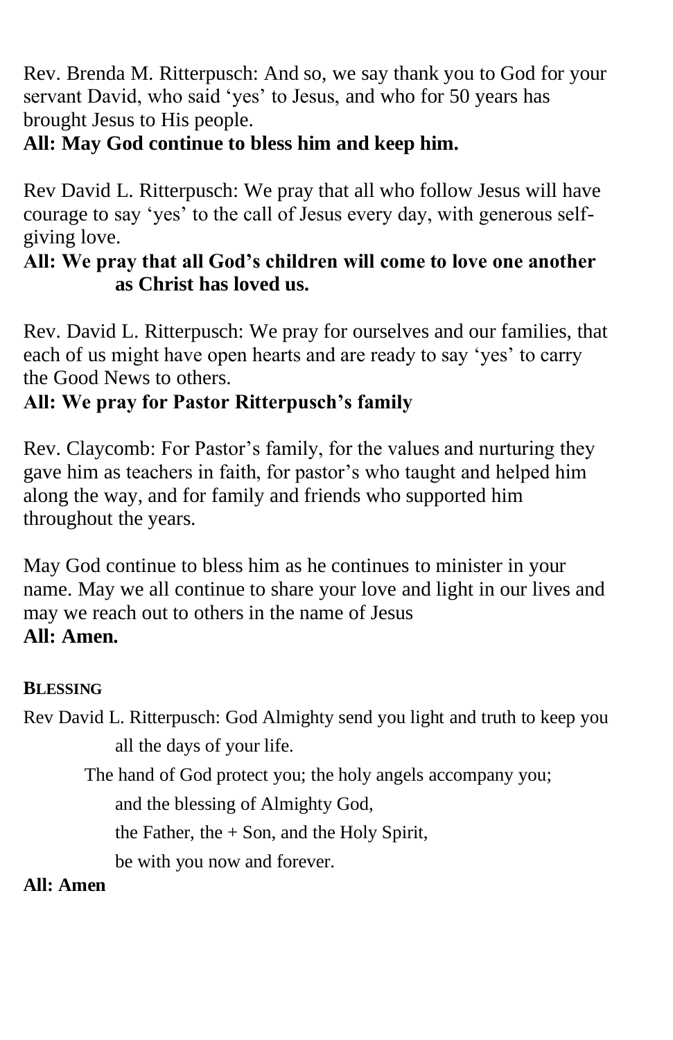Rev. Brenda M. Ritterpusch: And so, we say thank you to God for your servant David, who said 'yes' to Jesus, and who for 50 years has brought Jesus to His people.

**All: May God continue to bless him and keep him.**

Rev David L. Ritterpusch: We pray that all who follow Jesus will have courage to say 'yes' to the call of Jesus every day, with generous self-giving love.

**All: We pray that all God's children will come to love one another as Christ has loved us.**

Rev. David L. Ritterpusch: We pray for ourselves and our families, that each of us might have open hearts and are ready to say 'yes' to carry the Good News to others.

**All: We pray for Pastor Ritterpusch's family**

Rev. Claycomb: For Pastor's family, for the values and nurturing they gave him as teachers in faith, for pastor's who taught and helped him along the way, and for family and friends who supported him throughout the years.

May God continue to bless him as he continues to minister in your name. May we all continue to share your love and light in our lives and may we reach out to others in the name of Jesus

**All: Amen.**

**BLESSING**

Rev David L. Ritterpusch: God Almighty send you light and truth to keep you all the days of your life.

The hand of God protect you; the holy angels accompany you;
and the blessing of Almighty God,
the Father, the + Son, and the Holy Spirit,
be with you now and forever.

**All: Amen**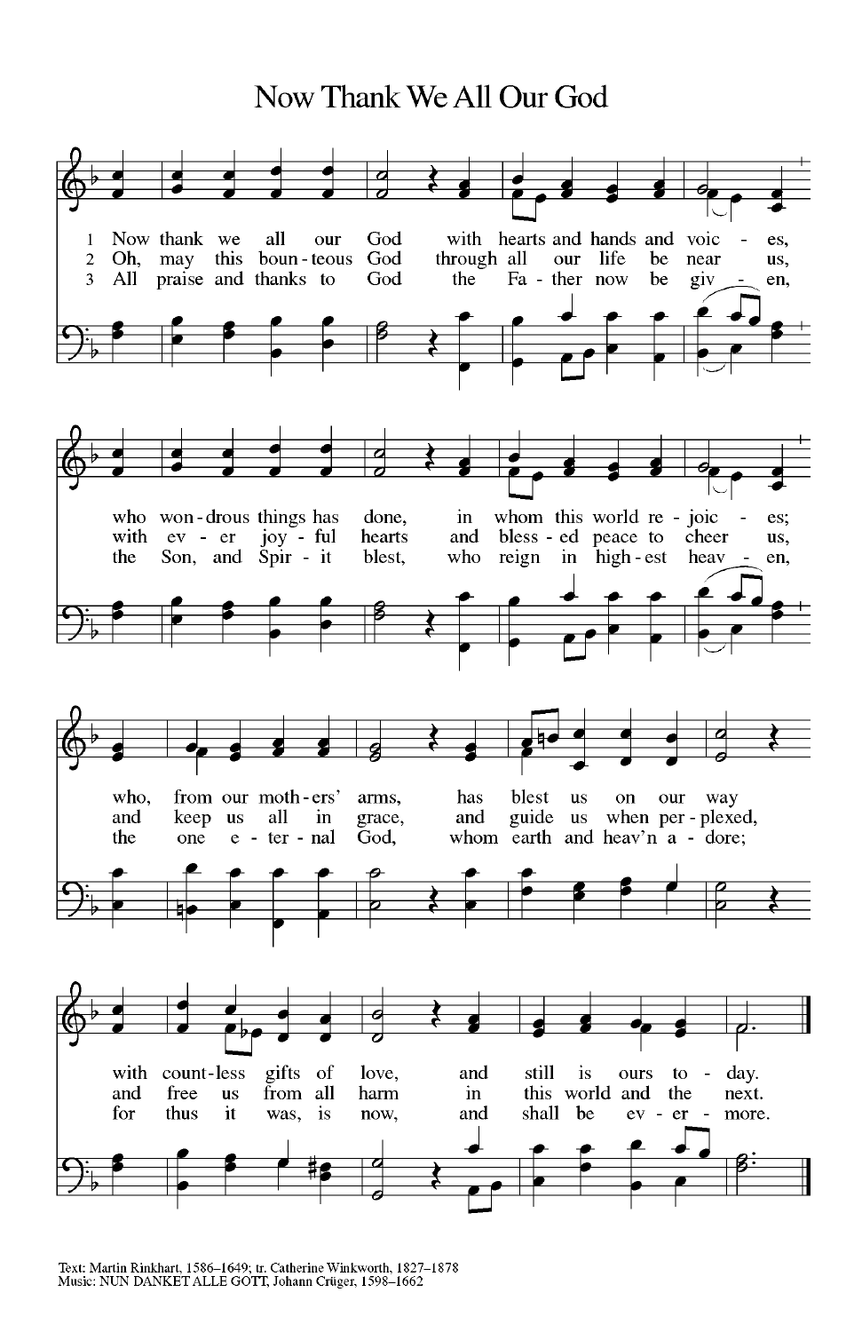# Now Thank We All Our God

1 Now thank we all our God with hearts and hands and voic - es,
who won-drous things has done, in whom this world re - joic - es;
who, from our moth-ers' arms, has blest us on our way
with count-less gifts of love, and still is ours to - day.

2 Oh, may this boun-teous God through all our life be near us,
with ev - er joy - ful hearts and bless - ed peace to cheer us,
and keep us all in grace, and guide us when per - plexed,
and free us from all harm in this world and the next.

3 All praise and thanks to God the Fa - ther now be giv - en,
the Son, and Spir - it blest, who reign in high - est heav - en,
the one e - ter - nal God, whom earth and heav'n a - dore;
for thus it was, is now, and shall be ev - er - more.

Text: Martin Rinkhart, 1586–1649; tr. Catherine Winkworth, 1827–1878
Music: NUN DANKET ALLE GOTT, Johann Crüger, 1598–1662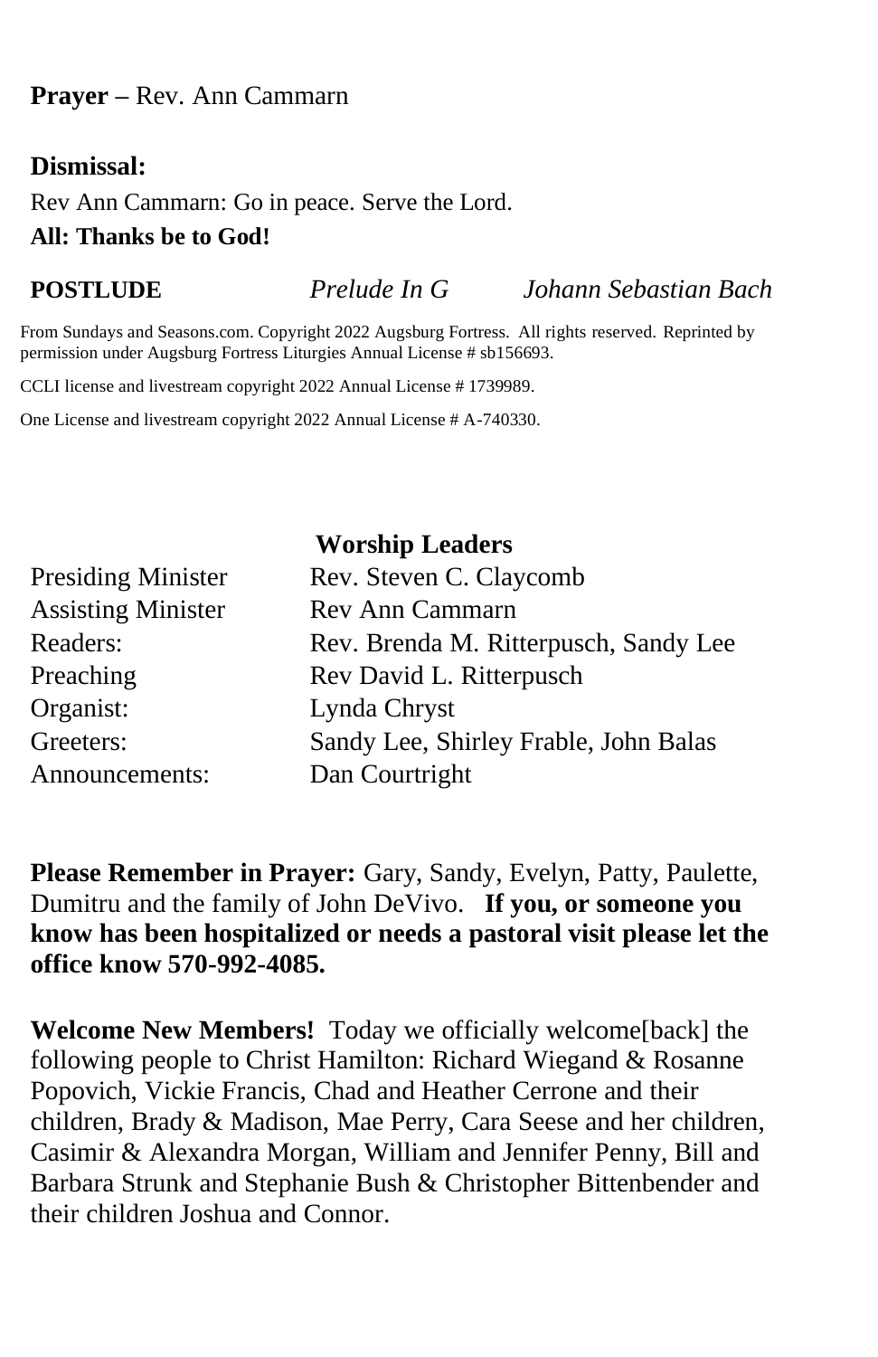**Prayer** – Rev. Ann Cammarn

**Dismissal:**

Rev Ann Cammarn: Go in peace. Serve the Lord.

**All: Thanks be to God!**

**POSTLUDE** *Prelude In G* *Johann Sebastian Bach*

From Sundays and Seasons.com. Copyright 2022 Augsburg Fortress. All rights reserved. Reprinted by permission under Augsburg Fortress Liturgies Annual License # sb156693.

CCLI license and livestream copyright 2022 Annual License # 1739989.

One License and livestream copyright 2022 Annual License # A-740330.

## Worship Leaders

| | |
|---|---|
| Presiding Minister | Rev. Steven C. Claycomb |
| Assisting Minister | Rev Ann Cammarn |
| Readers: | Rev. Brenda M. Ritterpusch, Sandy Lee |
| Preaching | Rev David L. Ritterpusch |
| Organist: | Lynda Chryst |
| Greeters: | Sandy Lee, Shirley Frable, John Balas |
| Announcements: | Dan Courtright |

**Please Remember in Prayer:** Gary, Sandy, Evelyn, Patty, Paulette, Dumitru and the family of John DeVivo. **If you, or someone you know has been hospitalized or needs a pastoral visit please let the office know 570-992-4085.**

**Welcome New Members!** Today we officially welcome[back] the following people to Christ Hamilton: Richard Wiegand & Rosanne Popovich, Vickie Francis, Chad and Heather Cerrone and their children, Brady & Madison, Mae Perry, Cara Seese and her children, Casimir & Alexandra Morgan, William and Jennifer Penny, Bill and Barbara Strunk and Stephanie Bush & Christopher Bittenbender and their children Joshua and Connor.